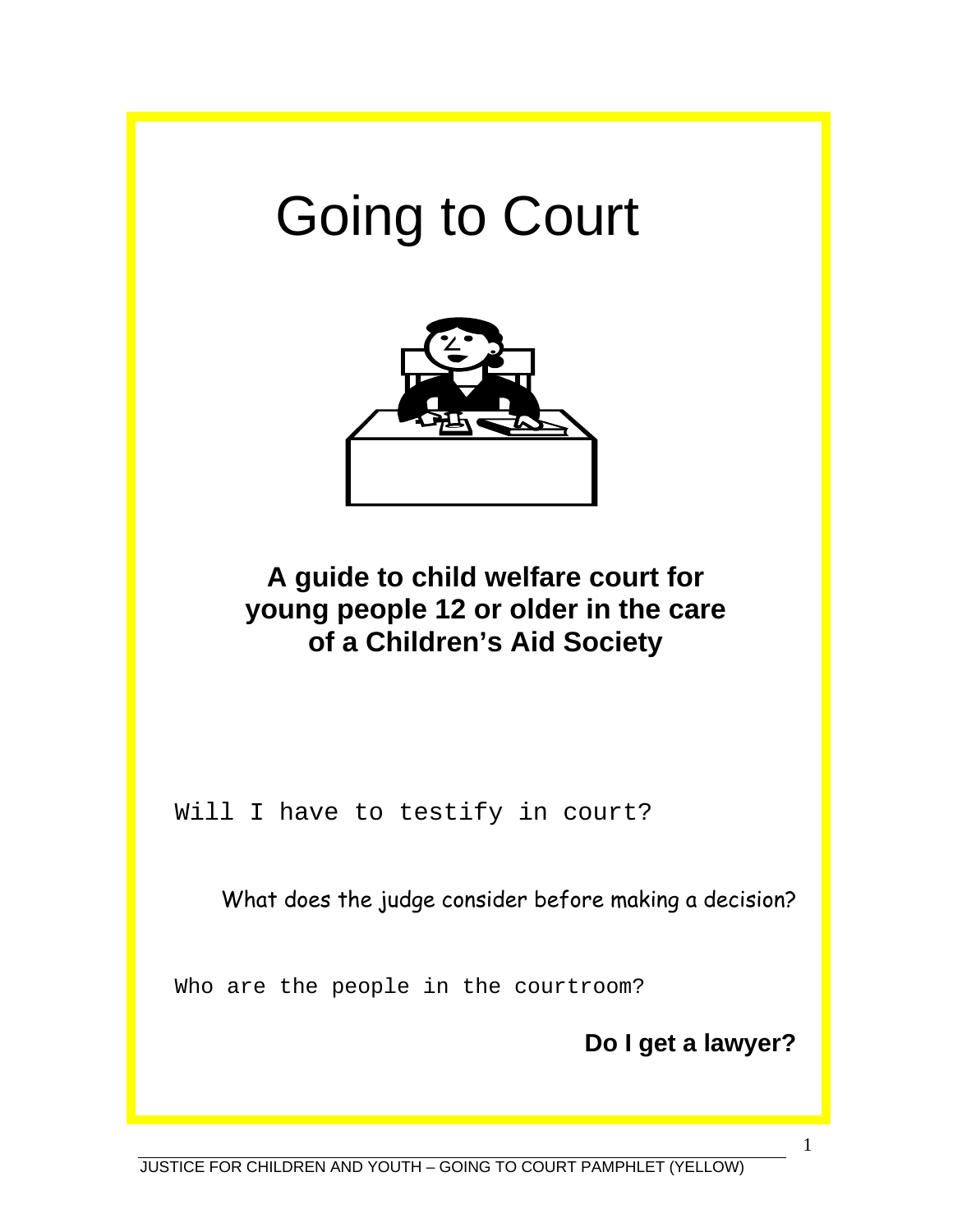# Going to Court

**A guide to child welfare court for young people 12 or older in the care of a Children's Aid Society**

Will I have to testify in court?

What does the judge consider before making a decision?

Who are the people in the courtroom?

**Do I get a lawyer?**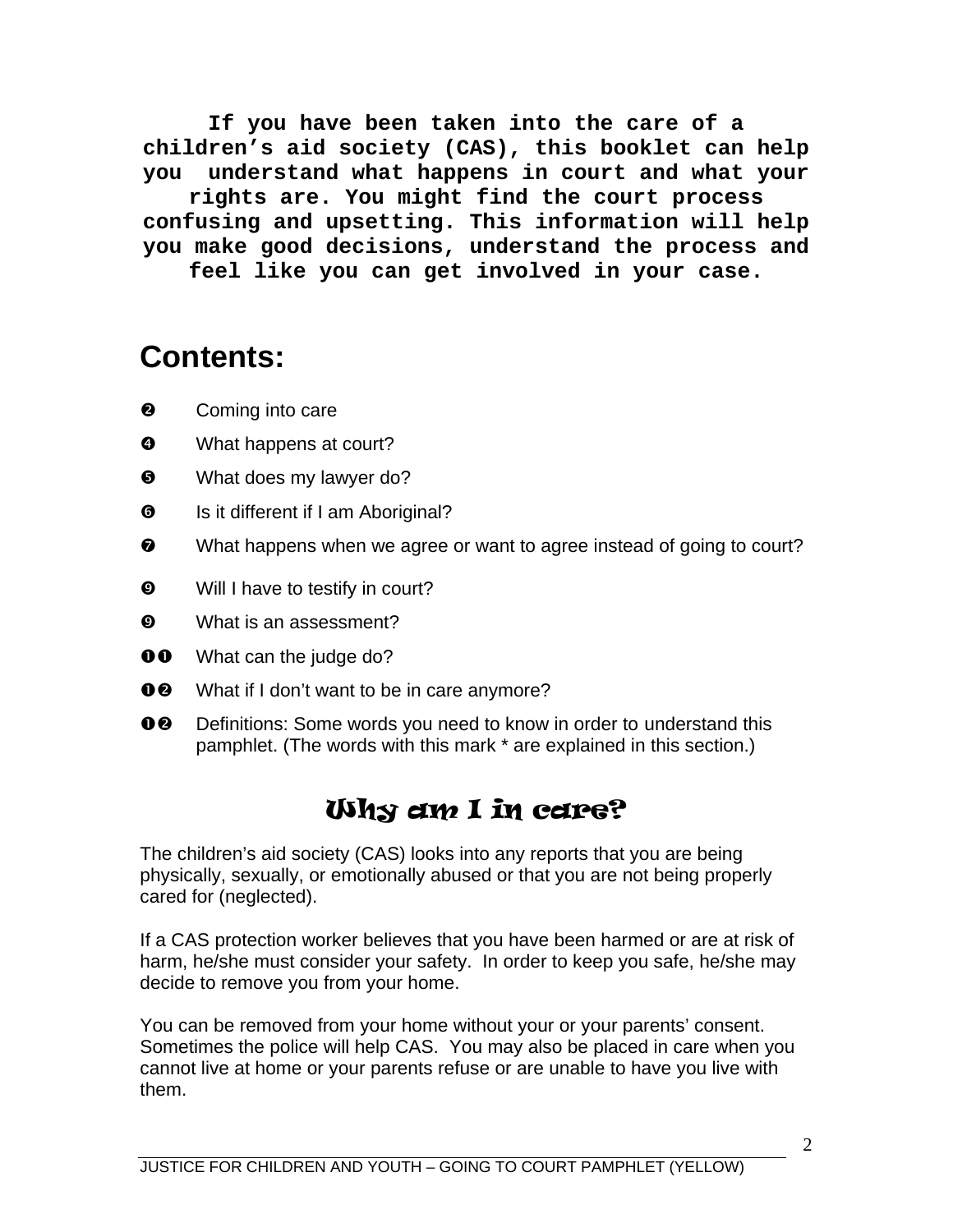**If you have been taken into the care of a children's aid society (CAS), this booklet can help you understand what happens in court and what your rights are. You might find the court process confusing and upsetting. This information will help you make good decisions, understand the process and feel like you can get involved in your case.**

## Contents:

- ❷ Coming into care
- ❹ What happens at court?
- ❺ What does my lawyer do?
- ❻ Is it different if I am Aboriginal?
- ❼ What happens when we agree or want to agree instead of going to court?
- ❾ Will I have to testify in court?
- ❾ What is an assessment?
- ❶❶ What can the judge do?
- ❶❷ What if I don't want to be in care anymore?
- ❶❷ Definitions: Some words you need to know in order to understand this pamphlet. (The words with this mark * are explained in this section.)

## Why am I in care?

The children's aid society (CAS) looks into any reports that you are being physically, sexually, or emotionally abused or that you are not being properly cared for (neglected).

If a CAS protection worker believes that you have been harmed or are at risk of harm, he/she must consider your safety. In order to keep you safe, he/she may decide to remove you from your home.

You can be removed from your home without your or your parents' consent. Sometimes the police will help CAS. You may also be placed in care when you cannot live at home or your parents refuse or are unable to have you live with them.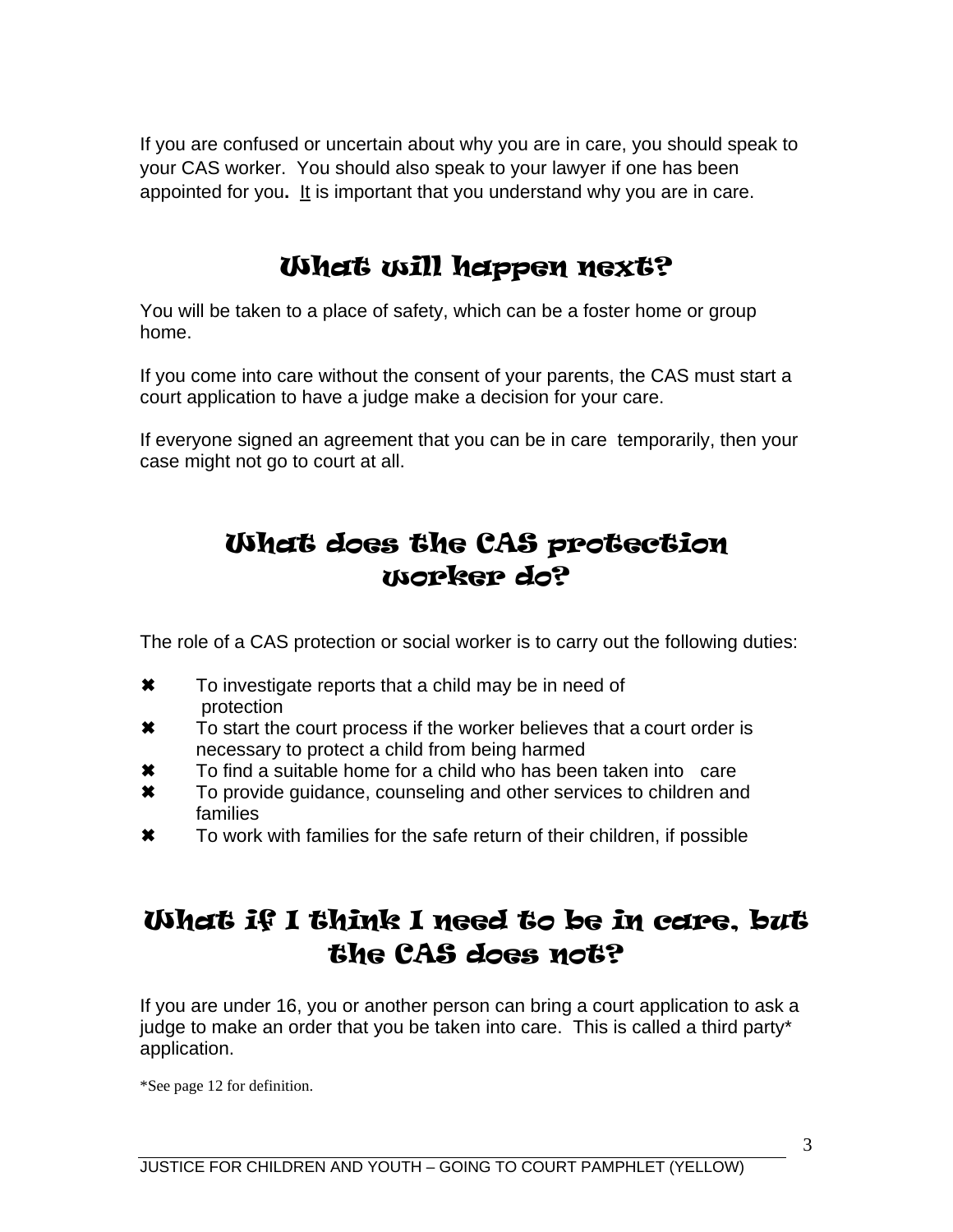If you are confused or uncertain about why you are in care, you should speak to your CAS worker. You should also speak to your lawyer if one has been appointed for you. It is important that you understand why you are in care.

## What will happen next?

You will be taken to a place of safety, which can be a foster home or group home.

If you come into care without the consent of your parents, the CAS must start a court application to have a judge make a decision for your care.

If everyone signed an agreement that you can be in care temporarily, then your case might not go to court at all.

## What does the CAS protection worker do?

The role of a CAS protection or social worker is to carry out the following duties:

- To investigate reports that a child may be in need of protection
- To start the court process if the worker believes that a court order is necessary to protect a child from being harmed
- To find a suitable home for a child who has been taken into care
- To provide guidance, counseling and other services to children and families
- To work with families for the safe return of their children, if possible

## What if I think I need to be in care, but the CAS does not?

If you are under 16, you or another person can bring a court application to ask a judge to make an order that you be taken into care. This is called a third party* application.

*See page 12 for definition.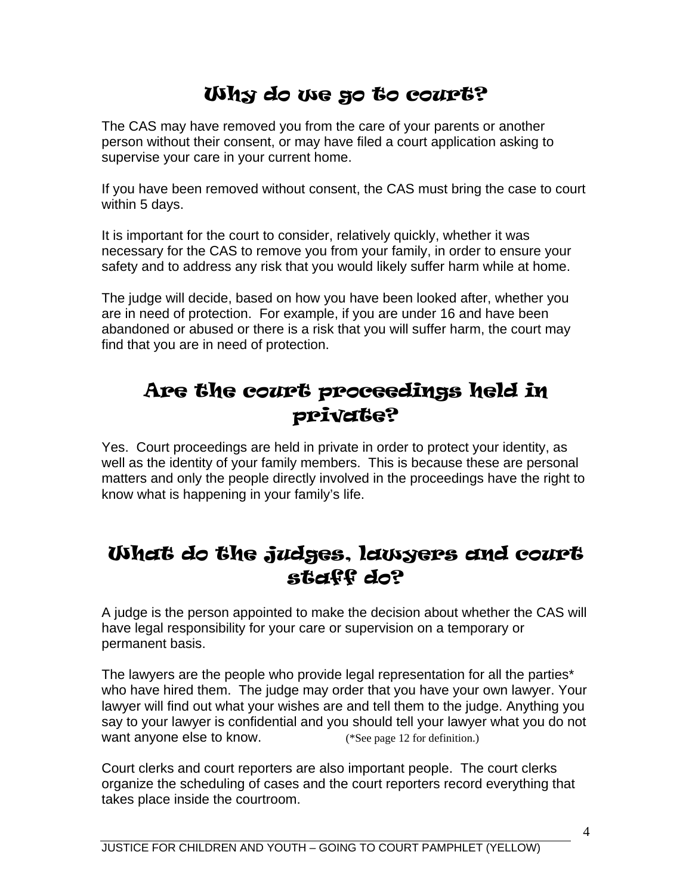## Why do we go to court?

The CAS may have removed you from the care of your parents or another person without their consent, or may have filed a court application asking to supervise your care in your current home.

If you have been removed without consent, the CAS must bring the case to court within 5 days.

It is important for the court to consider, relatively quickly, whether it was necessary for the CAS to remove you from your family, in order to ensure your safety and to address any risk that you would likely suffer harm while at home.

The judge will decide, based on how you have been looked after, whether you are in need of protection. For example, if you are under 16 and have been abandoned or abused or there is a risk that you will suffer harm, the court may find that you are in need of protection.

## Are the court proceedings held in private?

Yes. Court proceedings are held in private in order to protect your identity, as well as the identity of your family members. This is because these are personal matters and only the people directly involved in the proceedings have the right to know what is happening in your family's life.

## What do the judges, lawyers and court staff do?

A judge is the person appointed to make the decision about whether the CAS will have legal responsibility for your care or supervision on a temporary or permanent basis.

The lawyers are the people who provide legal representation for all the parties* who have hired them. The judge may order that you have your own lawyer. Your lawyer will find out what your wishes are and tell them to the judge. Anything you say to your lawyer is confidential and you should tell your lawyer what you do not want anyone else to know. (*See page 12 for definition.)

Court clerks and court reporters are also important people. The court clerks organize the scheduling of cases and the court reporters record everything that takes place inside the courtroom.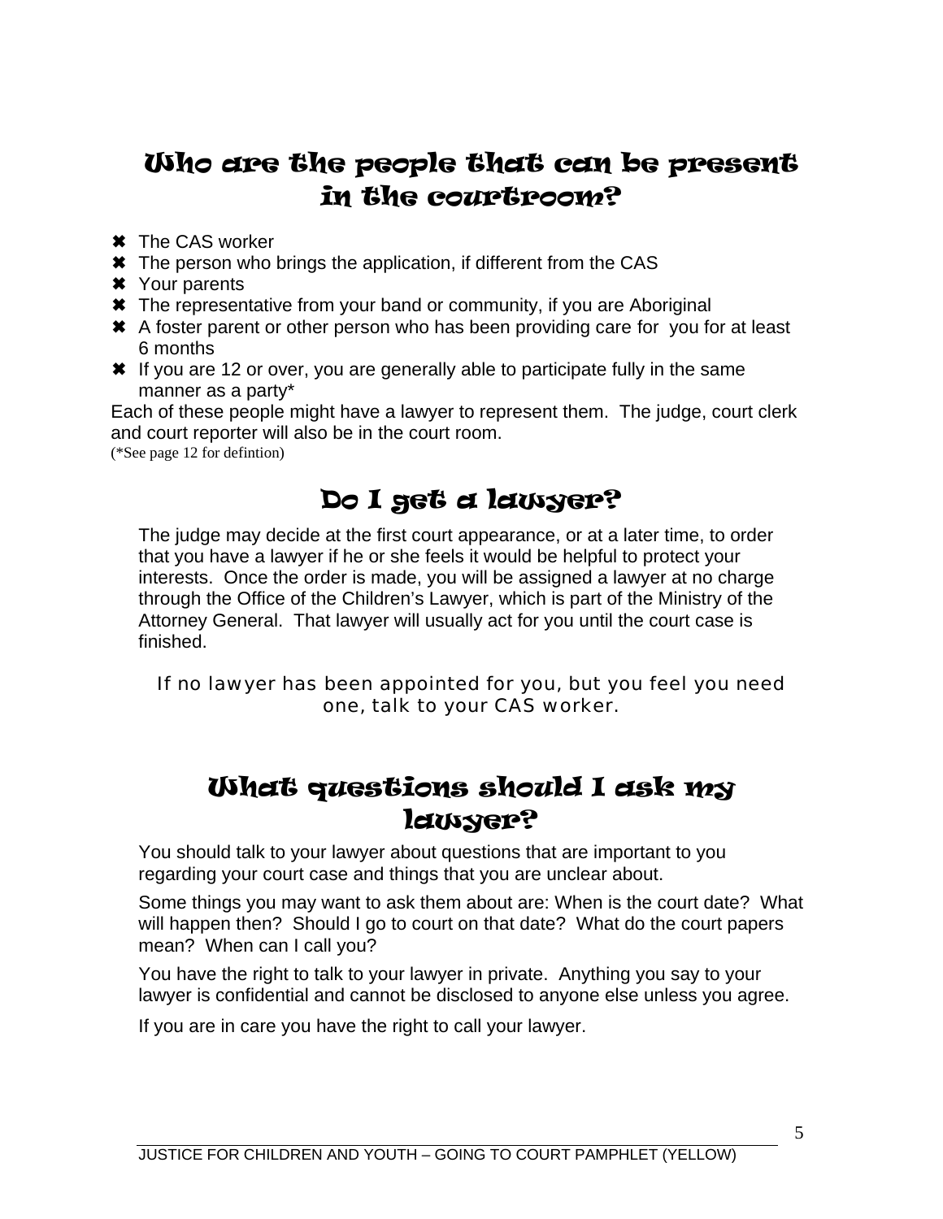## Who are the people that can be present in the courtroom?

- The CAS worker
- The person who brings the application, if different from the CAS
- Your parents
- The representative from your band or community, if you are Aboriginal
- A foster parent or other person who has been providing care for you for at least 6 months
- If you are 12 or over, you are generally able to participate fully in the same manner as a party*

Each of these people might have a lawyer to represent them. The judge, court clerk and court reporter will also be in the court room.

(*See page 12 for defintion)

## Do I get a lawyer?

The judge may decide at the first court appearance, or at a later time, to order that you have a lawyer if he or she feels it would be helpful to protect your interests. Once the order is made, you will be assigned a lawyer at no charge through the Office of the Children's Lawyer, which is part of the Ministry of the Attorney General. That lawyer will usually act for you until the court case is finished.

If no lawyer has been appointed for you, but you feel you need one, talk to your CAS worker.

## What questions should I ask my lawyer?

You should talk to your lawyer about questions that are important to you regarding your court case and things that you are unclear about.

Some things you may want to ask them about are: When is the court date? What will happen then? Should I go to court on that date? What do the court papers mean? When can I call you?

You have the right to talk to your lawyer in private. Anything you say to your lawyer is confidential and cannot be disclosed to anyone else unless you agree.

If you are in care you have the right to call your lawyer.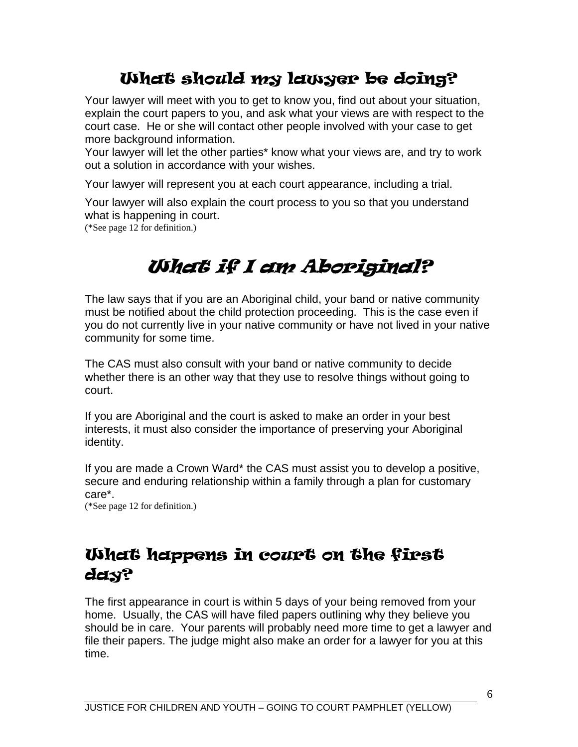## What should my lawyer be doing?

Your lawyer will meet with you to get to know you, find out about your situation, explain the court papers to you, and ask what your views are with respect to the court case. He or she will contact other people involved with your case to get more background information.

Your lawyer will let the other parties* know what your views are, and try to work out a solution in accordance with your wishes.

Your lawyer will represent you at each court appearance, including a trial.

Your lawyer will also explain the court process to you so that you understand what is happening in court.

(*See page 12 for definition.)

## *What if I am Aboriginal?*

The law says that if you are an Aboriginal child, your band or native community must be notified about the child protection proceeding. This is the case even if you do not currently live in your native community or have not lived in your native community for some time.

The CAS must also consult with your band or native community to decide whether there is an other way that they use to resolve things without going to court.

If you are Aboriginal and the court is asked to make an order in your best interests, it must also consider the importance of preserving your Aboriginal identity.

If you are made a Crown Ward* the CAS must assist you to develop a positive, secure and enduring relationship within a family through a plan for customary care*.

(*See page 12 for definition.)

## What happens in court on the first day?

The first appearance in court is within 5 days of your being removed from your home. Usually, the CAS will have filed papers outlining why they believe you should be in care. Your parents will probably need more time to get a lawyer and file their papers. The judge might also make an order for a lawyer for you at this time.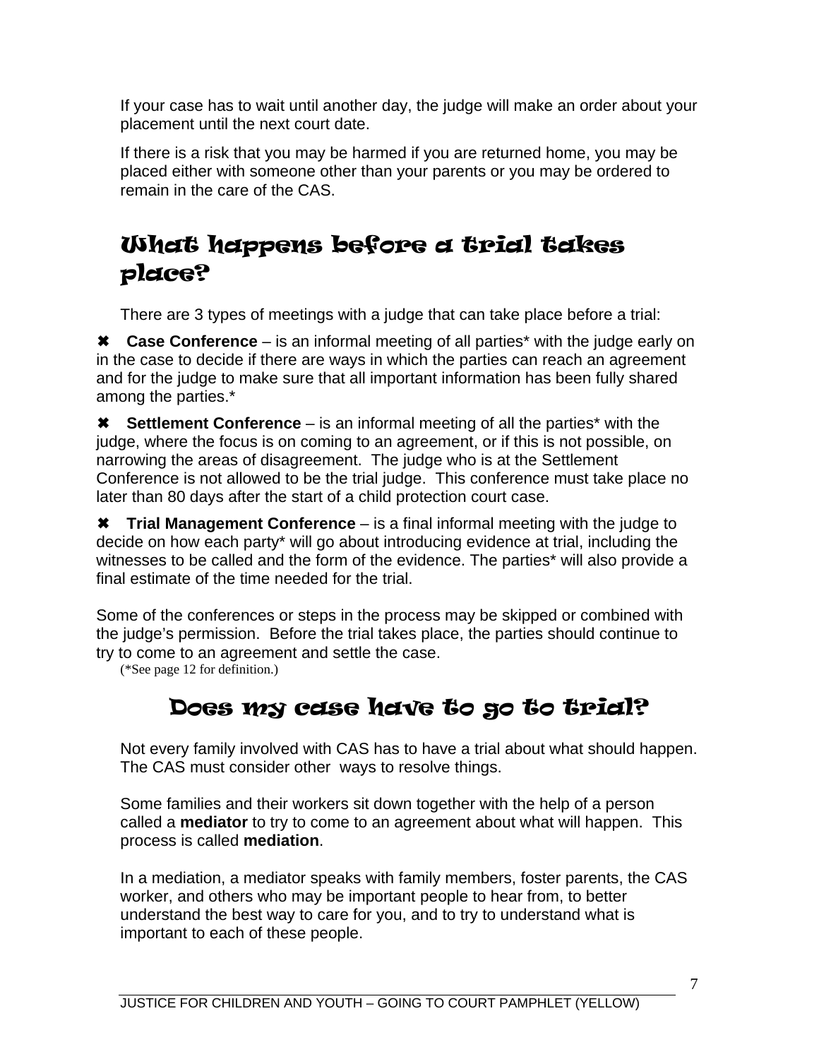If your case has to wait until another day, the judge will make an order about your placement until the next court date.

If there is a risk that you may be harmed if you are returned home, you may be placed either with someone other than your parents or you may be ordered to remain in the care of the CAS.

## What happens before a trial takes place?

There are 3 types of meetings with a judge that can take place before a trial:

✖ **Case Conference** – is an informal meeting of all parties* with the judge early on in the case to decide if there are ways in which the parties can reach an agreement and for the judge to make sure that all important information has been fully shared among the parties.*

✖ **Settlement Conference** – is an informal meeting of all the parties* with the judge, where the focus is on coming to an agreement, or if this is not possible, on narrowing the areas of disagreement. The judge who is at the Settlement Conference is not allowed to be the trial judge. This conference must take place no later than 80 days after the start of a child protection court case.

✖ **Trial Management Conference** – is a final informal meeting with the judge to decide on how each party* will go about introducing evidence at trial, including the witnesses to be called and the form of the evidence. The parties* will also provide a final estimate of the time needed for the trial.

Some of the conferences or steps in the process may be skipped or combined with the judge's permission. Before the trial takes place, the parties should continue to try to come to an agreement and settle the case.

(*See page 12 for definition.)

## Does my case have to go to trial?

Not every family involved with CAS has to have a trial about what should happen. The CAS must consider other ways to resolve things.

Some families and their workers sit down together with the help of a person called a **mediator** to try to come to an agreement about what will happen. This process is called **mediation**.

In a mediation, a mediator speaks with family members, foster parents, the CAS worker, and others who may be important people to hear from, to better understand the best way to care for you, and to try to understand what is important to each of these people.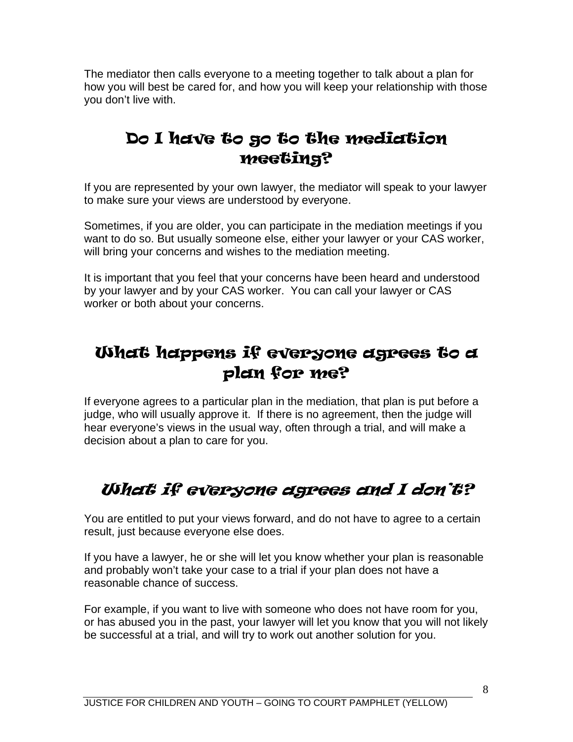The mediator then calls everyone to a meeting together to talk about a plan for how you will best be cared for, and how you will keep your relationship with those you don't live with.

## Do I have to go to the mediation meeting?

If you are represented by your own lawyer, the mediator will speak to your lawyer to make sure your views are understood by everyone.

Sometimes, if you are older, you can participate in the mediation meetings if you want to do so. But usually someone else, either your lawyer or your CAS worker, will bring your concerns and wishes to the mediation meeting.

It is important that you feel that your concerns have been heard and understood by your lawyer and by your CAS worker. You can call your lawyer or CAS worker or both about your concerns.

## What happens if everyone agrees to a plan for me?

If everyone agrees to a particular plan in the mediation, that plan is put before a judge, who will usually approve it. If there is no agreement, then the judge will hear everyone's views in the usual way, often through a trial, and will make a decision about a plan to care for you.

## *What if everyone agrees and I don't?*

You are entitled to put your views forward, and do not have to agree to a certain result, just because everyone else does.

If you have a lawyer, he or she will let you know whether your plan is reasonable and probably won't take your case to a trial if your plan does not have a reasonable chance of success.

For example, if you want to live with someone who does not have room for you, or has abused you in the past, your lawyer will let you know that you will not likely be successful at a trial, and will try to work out another solution for you.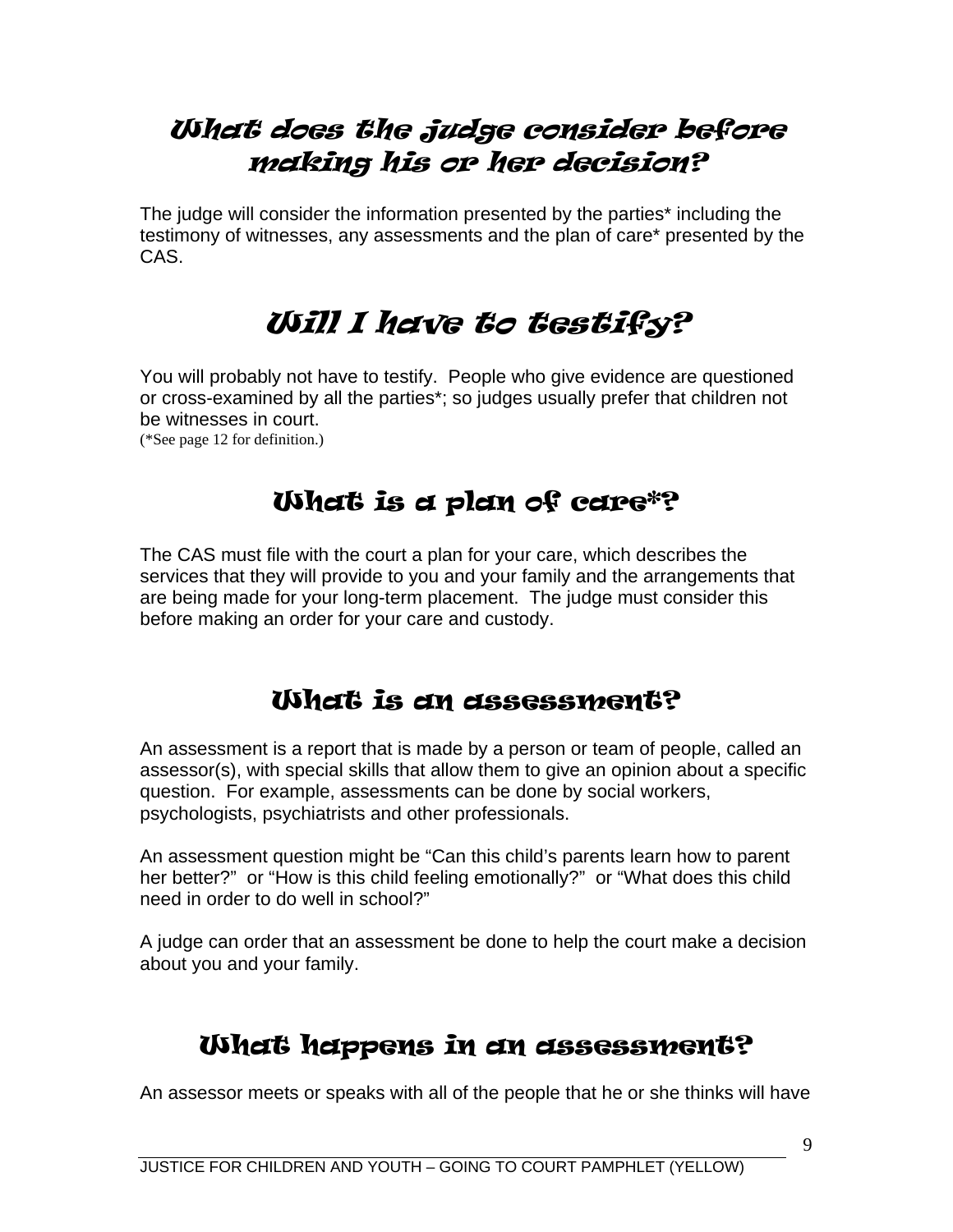## What does the judge consider before making his or her decision?

The judge will consider the information presented by the parties* including the testimony of witnesses, any assessments and the plan of care* presented by the CAS.

## Will I have to testify?

You will probably not have to testify. People who give evidence are questioned or cross-examined by all the parties*; so judges usually prefer that children not be witnesses in court.

(*See page 12 for definition.)

## What is a plan of care*?

The CAS must file with the court a plan for your care, which describes the services that they will provide to you and your family and the arrangements that are being made for your long-term placement. The judge must consider this before making an order for your care and custody.

## What is an assessment?

An assessment is a report that is made by a person or team of people, called an assessor(s), with special skills that allow them to give an opinion about a specific question. For example, assessments can be done by social workers, psychologists, psychiatrists and other professionals.

An assessment question might be “Can this child’s parents learn how to parent her better?” or “How is this child feeling emotionally?” or “What does this child need in order to do well in school?”

A judge can order that an assessment be done to help the court make a decision about you and your family.

## What happens in an assessment?

An assessor meets or speaks with all of the people that he or she thinks will have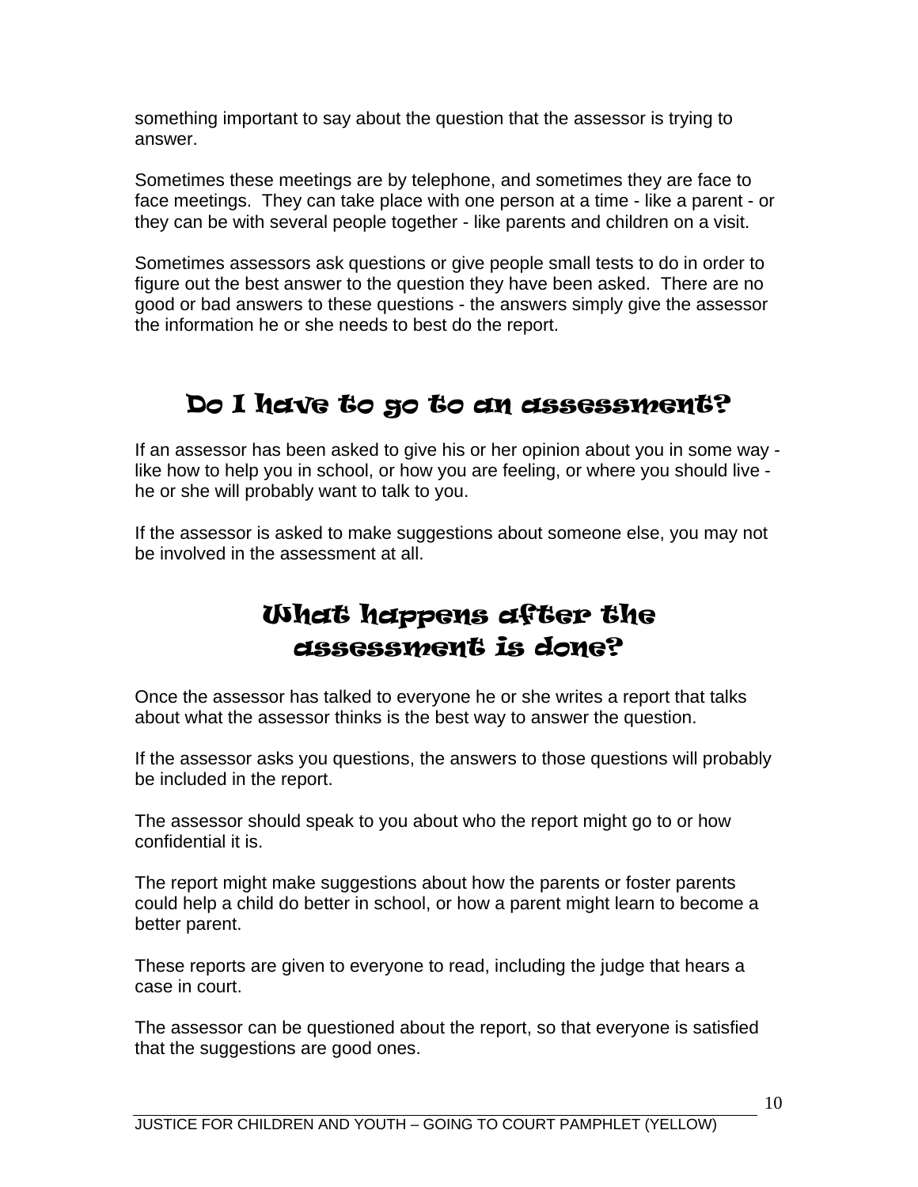something important to say about the question that the assessor is trying to answer.

Sometimes these meetings are by telephone, and sometimes they are face to face meetings. They can take place with one person at a time - like a parent - or they can be with several people together - like parents and children on a visit.

Sometimes assessors ask questions or give people small tests to do in order to figure out the best answer to the question they have been asked. There are no good or bad answers to these questions - the answers simply give the assessor the information he or she needs to best do the report.

## Do I have to go to an assessment?

If an assessor has been asked to give his or her opinion about you in some way - like how to help you in school, or how you are feeling, or where you should live - he or she will probably want to talk to you.

If the assessor is asked to make suggestions about someone else, you may not be involved in the assessment at all.

## What happens after the assessment is done?

Once the assessor has talked to everyone he or she writes a report that talks about what the assessor thinks is the best way to answer the question.

If the assessor asks you questions, the answers to those questions will probably be included in the report.

The assessor should speak to you about who the report might go to or how confidential it is.

The report might make suggestions about how the parents or foster parents could help a child do better in school, or how a parent might learn to become a better parent.

These reports are given to everyone to read, including the judge that hears a case in court.

The assessor can be questioned about the report, so that everyone is satisfied that the suggestions are good ones.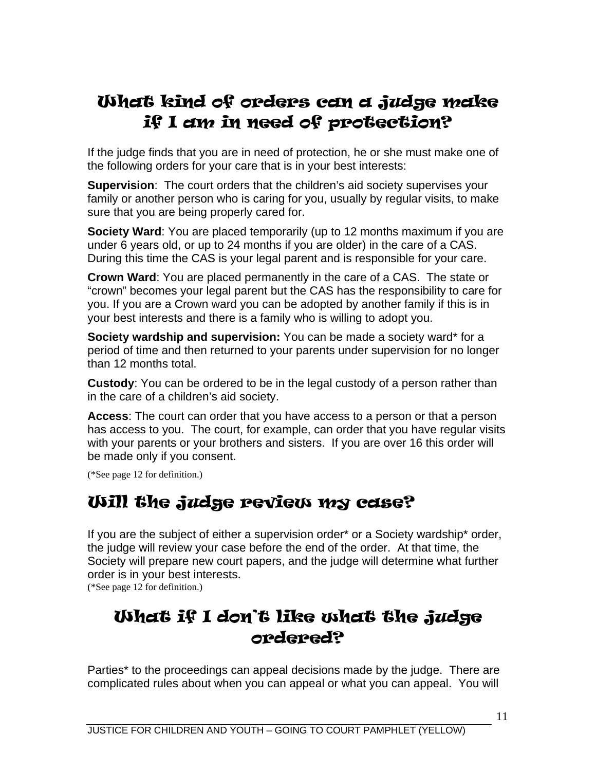## What kind of orders can a judge make if I am in need of protection?

If the judge finds that you are in need of protection, he or she must make one of the following orders for your care that is in your best interests:

**Supervision**: The court orders that the children's aid society supervises your family or another person who is caring for you, usually by regular visits, to make sure that you are being properly cared for.

**Society Ward**: You are placed temporarily (up to 12 months maximum if you are under 6 years old, or up to 24 months if you are older) in the care of a CAS. During this time the CAS is your legal parent and is responsible for your care.

**Crown Ward**: You are placed permanently in the care of a CAS. The state or "crown" becomes your legal parent but the CAS has the responsibility to care for you. If you are a Crown ward you can be adopted by another family if this is in your best interests and there is a family who is willing to adopt you.

**Society wardship and supervision:** You can be made a society ward* for a period of time and then returned to your parents under supervision for no longer than 12 months total.

**Custody**: You can be ordered to be in the legal custody of a person rather than in the care of a children's aid society.

**Access**: The court can order that you have access to a person or that a person has access to you. The court, for example, can order that you have regular visits with your parents or your brothers and sisters. If you are over 16 this order will be made only if you consent.

(*See page 12 for definition.)

## Will the judge review my case?

If you are the subject of either a supervision order* or a Society wardship* order, the judge will review your case before the end of the order. At that time, the Society will prepare new court papers, and the judge will determine what further order is in your best interests.
(*See page 12 for definition.)

## What if I don't like what the judge ordered?

Parties* to the proceedings can appeal decisions made by the judge. There are complicated rules about when you can appeal or what you can appeal. You will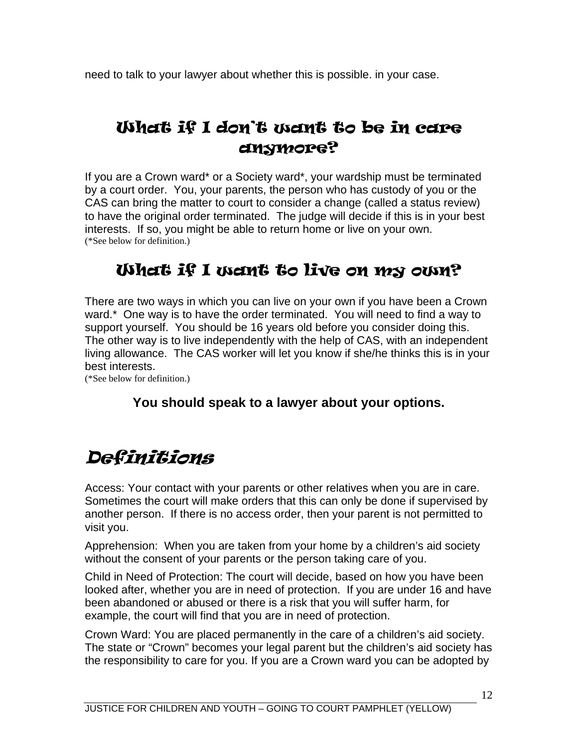need to talk to your lawyer about whether this is possible. in your case.

## What if I don't want to be in care anymore?

If you are a Crown ward* or a Society ward*, your wardship must be terminated by a court order. You, your parents, the person who has custody of you or the CAS can bring the matter to court to consider a change (called a status review) to have the original order terminated. The judge will decide if this is in your best interests. If so, you might be able to return home or live on your own.
(*See below for definition.)

## What if I want to live on my own?

There are two ways in which you can live on your own if you have been a Crown ward.* One way is to have the order terminated. You will need to find a way to support yourself. You should be 16 years old before you consider doing this. The other way is to live independently with the help of CAS, with an independent living allowance. The CAS worker will let you know if she/he thinks this is in your best interests.
(*See below for definition.)

**You should speak to a lawyer about your options.**

# *Definitions*

Access: Your contact with your parents or other relatives when you are in care. Sometimes the court will make orders that this can only be done if supervised by another person. If there is no access order, then your parent is not permitted to visit you.

Apprehension: When you are taken from your home by a children's aid society without the consent of your parents or the person taking care of you.

Child in Need of Protection: The court will decide, based on how you have been looked after, whether you are in need of protection. If you are under 16 and have been abandoned or abused or there is a risk that you will suffer harm, for example, the court will find that you are in need of protection.

Crown Ward: You are placed permanently in the care of a children's aid society. The state or "Crown" becomes your legal parent but the children's aid society has the responsibility to care for you. If you are a Crown ward you can be adopted by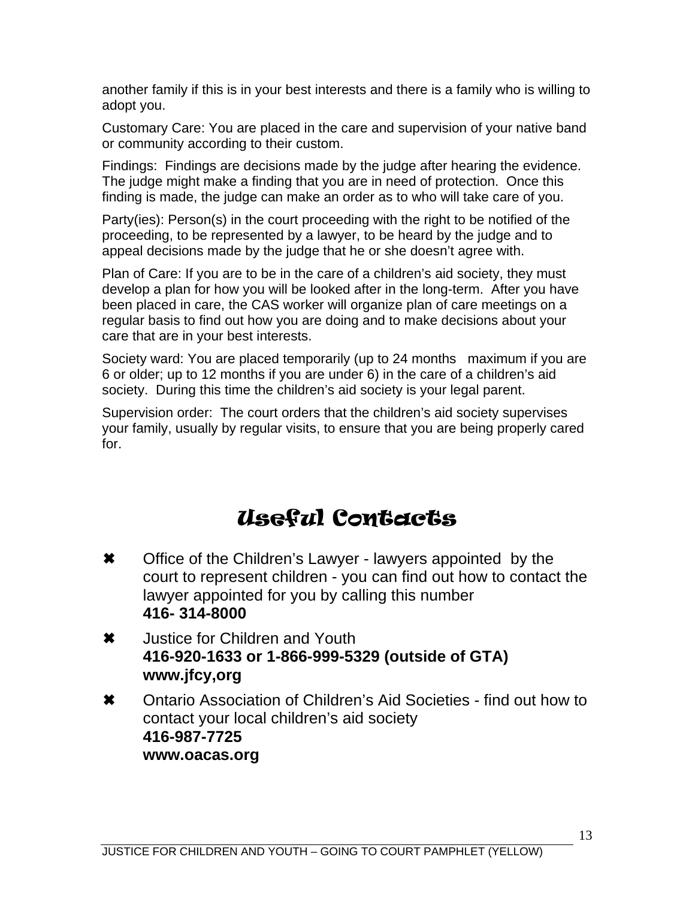another family if this is in your best interests and there is a family who is willing to adopt you.

Customary Care: You are placed in the care and supervision of your native band or community according to their custom.

Findings: Findings are decisions made by the judge after hearing the evidence. The judge might make a finding that you are in need of protection. Once this finding is made, the judge can make an order as to who will take care of you.

Party(ies): Person(s) in the court proceeding with the right to be notified of the proceeding, to be represented by a lawyer, to be heard by the judge and to appeal decisions made by the judge that he or she doesn't agree with.

Plan of Care: If you are to be in the care of a children's aid society, they must develop a plan for how you will be looked after in the long-term. After you have been placed in care, the CAS worker will organize plan of care meetings on a regular basis to find out how you are doing and to make decisions about your care that are in your best interests.

Society ward: You are placed temporarily (up to 24 months maximum if you are 6 or older; up to 12 months if you are under 6) in the care of a children's aid society. During this time the children's aid society is your legal parent.

Supervision order: The court orders that the children's aid society supervises your family, usually by regular visits, to ensure that you are being properly cared for.

# Useful Contacts

- ✖ Office of the Children's Lawyer - lawyers appointed by the court to represent children - you can find out how to contact the lawyer appointed for you by calling this number  
  **416- 314-8000**
- ✖ Justice for Children and Youth  
  **416-920-1633 or 1-866-999-5329 (outside of GTA)**  
  **www.jfcy,org**
- ✖ Ontario Association of Children's Aid Societies - find out how to contact your local children's aid society  
  **416-987-7725**  
  **www.oacas.org**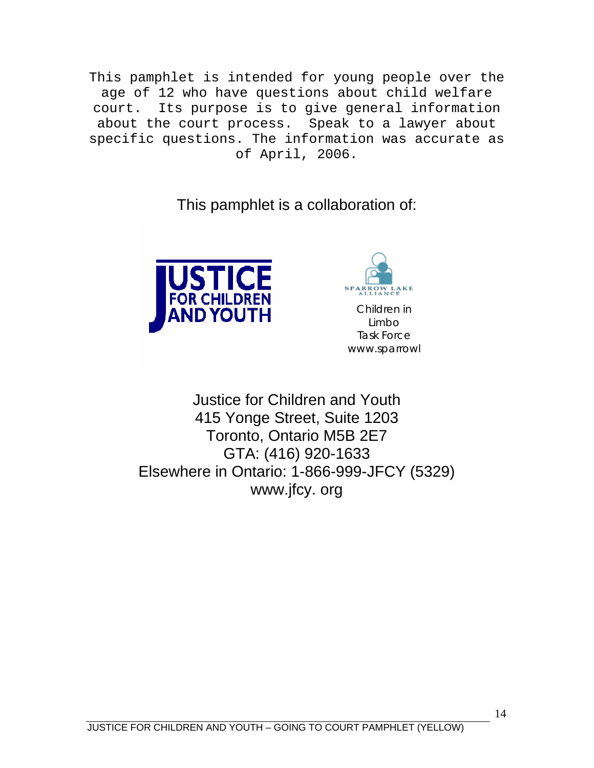This pamphlet is intended for young people over the age of 12 who have questions about child welfare court. Its purpose is to give general information about the court process. Speak to a lawyer about specific questions. The information was accurate as of April, 2006.

This pamphlet is a collaboration of:

JUSTICE FOR CHILDREN AND YOUTH

SPARROW LAKE ALLIANCE

Children in Limbo Task Force

www.sparrowl

Justice for Children and Youth
415 Yonge Street, Suite 1203
Toronto, Ontario M5B 2E7
GTA: (416) 920-1633
Elsewhere in Ontario: 1-866-999-JFCY (5329)
www.jfcy. org